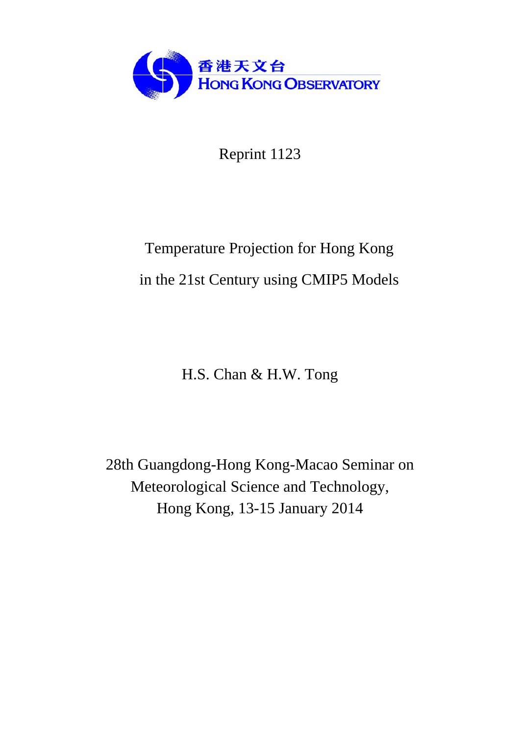香港天文台
HONG KONG OBSERVATORY

Reprint 1123

# Temperature Projection for Hong Kong in the 21st Century using CMIP5 Models

H.S. Chan & H.W. Tong

28th Guangdong-Hong Kong-Macao Seminar on Meteorological Science and Technology, Hong Kong, 13-15 January 2014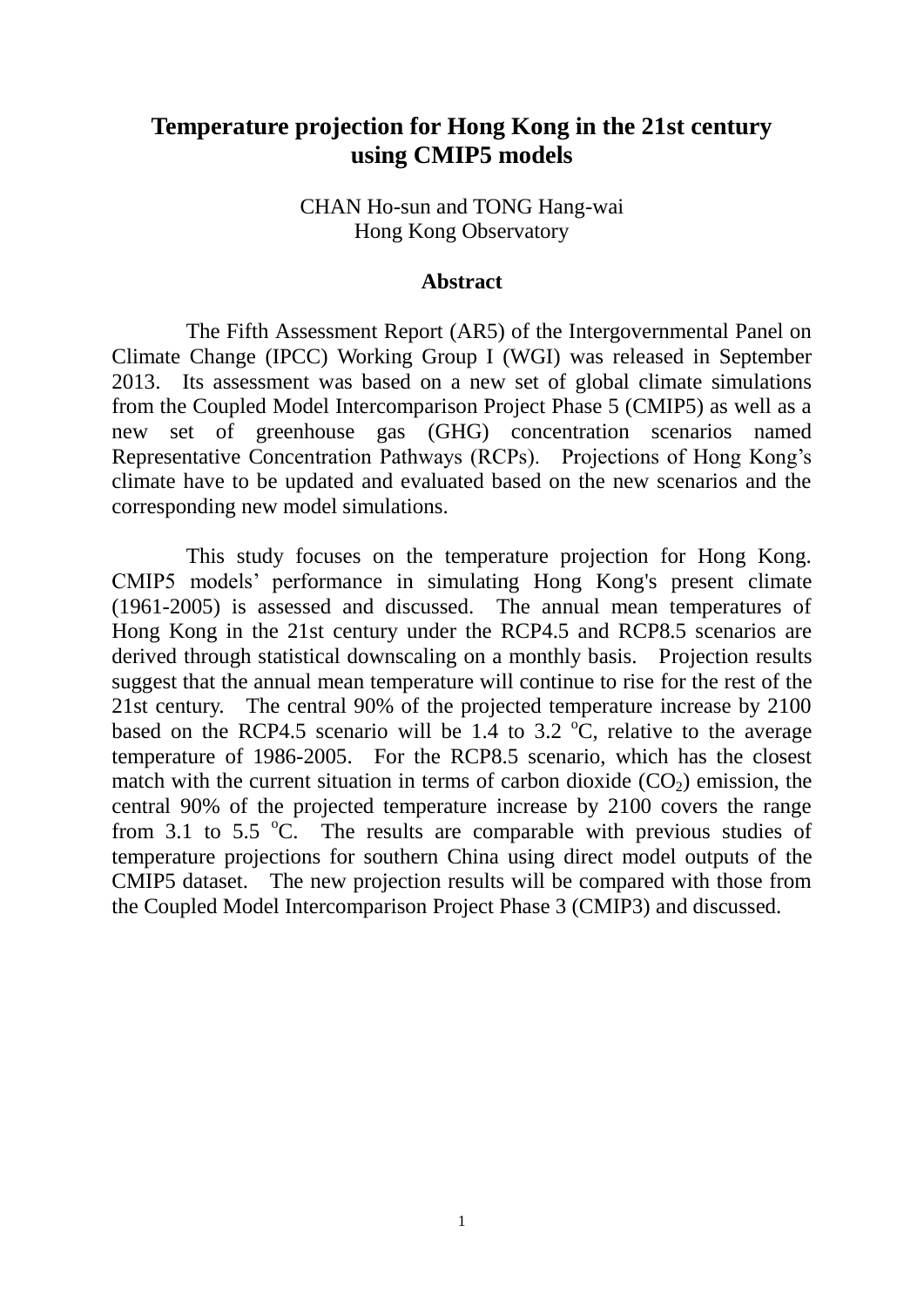# Temperature projection for Hong Kong in the 21st century using CMIP5 models

CHAN Ho-sun and TONG Hang-wai
Hong Kong Observatory

## Abstract

The Fifth Assessment Report (AR5) of the Intergovernmental Panel on Climate Change (IPCC) Working Group I (WGI) was released in September 2013. Its assessment was based on a new set of global climate simulations from the Coupled Model Intercomparison Project Phase 5 (CMIP5) as well as a new set of greenhouse gas (GHG) concentration scenarios named Representative Concentration Pathways (RCPs). Projections of Hong Kong's climate have to be updated and evaluated based on the new scenarios and the corresponding new model simulations.

This study focuses on the temperature projection for Hong Kong. CMIP5 models' performance in simulating Hong Kong's present climate (1961-2005) is assessed and discussed. The annual mean temperatures of Hong Kong in the 21st century under the RCP4.5 and RCP8.5 scenarios are derived through statistical downscaling on a monthly basis. Projection results suggest that the annual mean temperature will continue to rise for the rest of the 21st century. The central 90% of the projected temperature increase by 2100 based on the RCP4.5 scenario will be 1.4 to 3.2 $^{o}$C, relative to the average temperature of 1986-2005. For the RCP8.5 scenario, which has the closest match with the current situation in terms of carbon dioxide ($CO_2$) emission, the central 90% of the projected temperature increase by 2100 covers the range from 3.1 to 5.5 $^{o}$C. The results are comparable with previous studies of temperature projections for southern China using direct model outputs of the CMIP5 dataset. The new projection results will be compared with those from the Coupled Model Intercomparison Project Phase 3 (CMIP3) and discussed.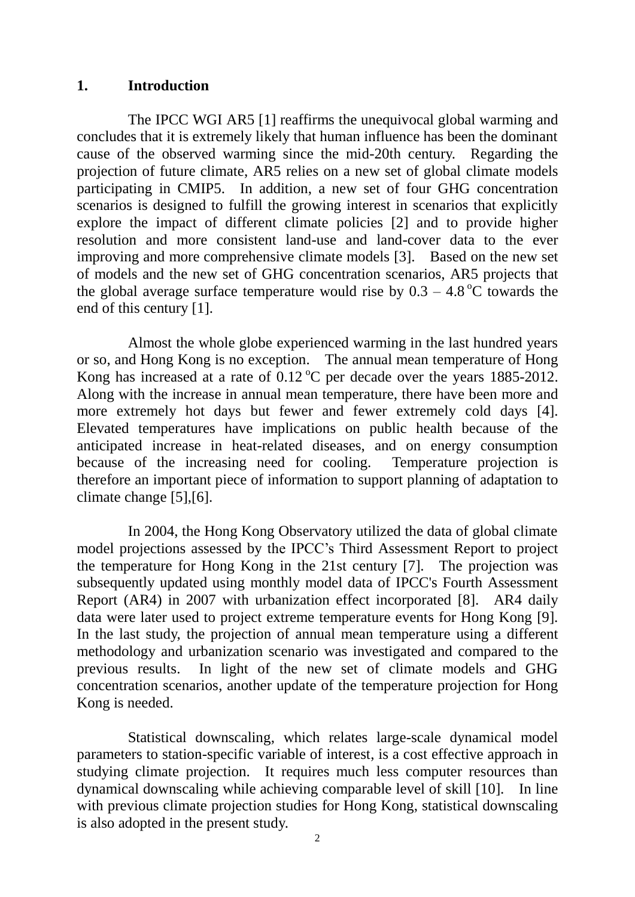## 1. Introduction

The IPCC WGI AR5 [1] reaffirms the unequivocal global warming and concludes that it is extremely likely that human influence has been the dominant cause of the observed warming since the mid-20th century. Regarding the projection of future climate, AR5 relies on a new set of global climate models participating in CMIP5. In addition, a new set of four GHG concentration scenarios is designed to fulfill the growing interest in scenarios that explicitly explore the impact of different climate policies [2] and to provide higher resolution and more consistent land-use and land-cover data to the ever improving and more comprehensive climate models [3]. Based on the new set of models and the new set of GHG concentration scenarios, AR5 projects that the global average surface temperature would rise by 0.3 – 4.8 $^{o}$C towards the end of this century [1].

Almost the whole globe experienced warming in the last hundred years or so, and Hong Kong is no exception. The annual mean temperature of Hong Kong has increased at a rate of 0.12 $^{o}$C per decade over the years 1885-2012. Along with the increase in annual mean temperature, there have been more and more extremely hot days but fewer and fewer extremely cold days [4]. Elevated temperatures have implications on public health because of the anticipated increase in heat-related diseases, and on energy consumption because of the increasing need for cooling. Temperature projection is therefore an important piece of information to support planning of adaptation to climate change [5],[6].

In 2004, the Hong Kong Observatory utilized the data of global climate model projections assessed by the IPCC's Third Assessment Report to project the temperature for Hong Kong in the 21st century [7]. The projection was subsequently updated using monthly model data of IPCC's Fourth Assessment Report (AR4) in 2007 with urbanization effect incorporated [8]. AR4 daily data were later used to project extreme temperature events for Hong Kong [9]. In the last study, the projection of annual mean temperature using a different methodology and urbanization scenario was investigated and compared to the previous results. In light of the new set of climate models and GHG concentration scenarios, another update of the temperature projection for Hong Kong is needed.

Statistical downscaling, which relates large-scale dynamical model parameters to station-specific variable of interest, is a cost effective approach in studying climate projection. It requires much less computer resources than dynamical downscaling while achieving comparable level of skill [10]. In line with previous climate projection studies for Hong Kong, statistical downscaling is also adopted in the present study.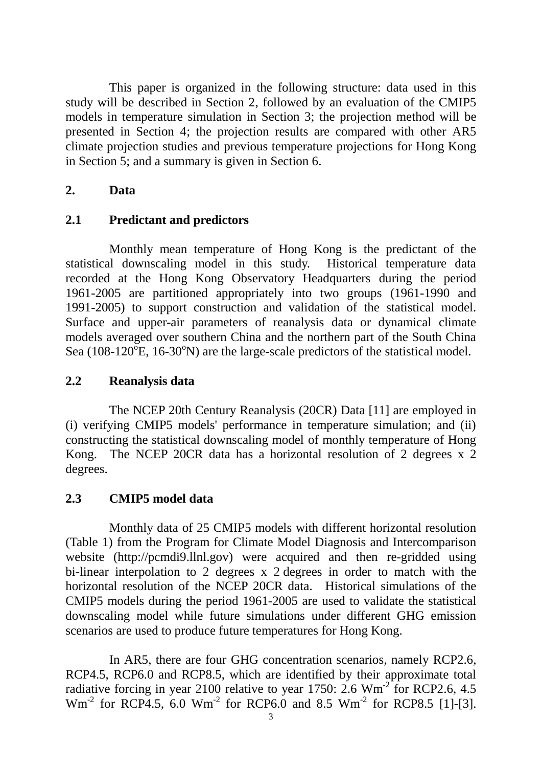This paper is organized in the following structure: data used in this study will be described in Section 2, followed by an evaluation of the CMIP5 models in temperature simulation in Section 3; the projection method will be presented in Section 4; the projection results are compared with other AR5 climate projection studies and previous temperature projections for Hong Kong in Section 5; and a summary is given in Section 6.

## 2. Data

### 2.1 Predictant and predictors

Monthly mean temperature of Hong Kong is the predictant of the statistical downscaling model in this study. Historical temperature data recorded at the Hong Kong Observatory Headquarters during the period 1961-2005 are partitioned appropriately into two groups (1961-1990 and 1991-2005) to support construction and validation of the statistical model. Surface and upper-air parameters of reanalysis data or dynamical climate models averaged over southern China and the northern part of the South China Sea (108-120$^{o}$E, 16-30$^{o}$N) are the large-scale predictors of the statistical model.

### 2.2 Reanalysis data

The NCEP 20th Century Reanalysis (20CR) Data [11] are employed in (i) verifying CMIP5 models' performance in temperature simulation; and (ii) constructing the statistical downscaling model of monthly temperature of Hong Kong. The NCEP 20CR data has a horizontal resolution of 2 degrees x 2 degrees.

### 2.3 CMIP5 model data

Monthly data of 25 CMIP5 models with different horizontal resolution (Table 1) from the Program for Climate Model Diagnosis and Intercomparison website (http://pcmdi9.llnl.gov) were acquired and then re-gridded using bi-linear interpolation to 2 degrees x 2 degrees in order to match with the horizontal resolution of the NCEP 20CR data. Historical simulations of the CMIP5 models during the period 1961-2005 are used to validate the statistical downscaling model while future simulations under different GHG emission scenarios are used to produce future temperatures for Hong Kong.

In AR5, there are four GHG concentration scenarios, namely RCP2.6, RCP4.5, RCP6.0 and RCP8.5, which are identified by their approximate total radiative forcing in year 2100 relative to year 1750: 2.6 $Wm^{-2}$ for RCP2.6, 4.5 $Wm^{-2}$ for RCP4.5, 6.0 $Wm^{-2}$ for RCP6.0 and 8.5 $Wm^{-2}$ for RCP8.5 [1]-[3].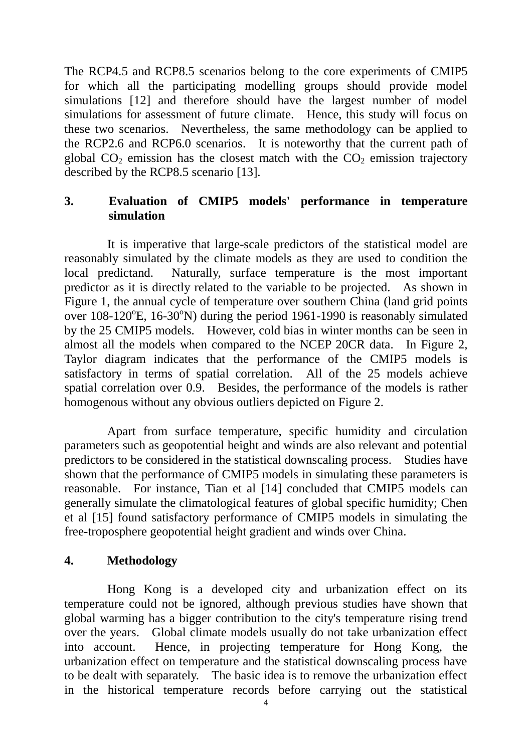The RCP4.5 and RCP8.5 scenarios belong to the core experiments of CMIP5 for which all the participating modelling groups should provide model simulations [12] and therefore should have the largest number of model simulations for assessment of future climate. Hence, this study will focus on these two scenarios. Nevertheless, the same methodology can be applied to the RCP2.6 and RCP6.0 scenarios. It is noteworthy that the current path of global $CO_2$ emission has the closest match with the $CO_2$ emission trajectory described by the RCP8.5 scenario [13].

## 3. Evaluation of CMIP5 models' performance in temperature simulation

It is imperative that large-scale predictors of the statistical model are reasonably simulated by the climate models as they are used to condition the local predictand. Naturally, surface temperature is the most important predictor as it is directly related to the variable to be projected. As shown in Figure 1, the annual cycle of temperature over southern China (land grid points over 108-120$^{o}$E, 16-30$^{o}$N) during the period 1961-1990 is reasonably simulated by the 25 CMIP5 models. However, cold bias in winter months can be seen in almost all the models when compared to the NCEP 20CR data. In Figure 2, Taylor diagram indicates that the performance of the CMIP5 models is satisfactory in terms of spatial correlation. All of the 25 models achieve spatial correlation over 0.9. Besides, the performance of the models is rather homogenous without any obvious outliers depicted on Figure 2.

Apart from surface temperature, specific humidity and circulation parameters such as geopotential height and winds are also relevant and potential predictors to be considered in the statistical downscaling process. Studies have shown that the performance of CMIP5 models in simulating these parameters is reasonable. For instance, Tian et al [14] concluded that CMIP5 models can generally simulate the climatological features of global specific humidity; Chen et al [15] found satisfactory performance of CMIP5 models in simulating the free-troposphere geopotential height gradient and winds over China.

## 4. Methodology

Hong Kong is a developed city and urbanization effect on its temperature could not be ignored, although previous studies have shown that global warming has a bigger contribution to the city's temperature rising trend over the years. Global climate models usually do not take urbanization effect into account. Hence, in projecting temperature for Hong Kong, the urbanization effect on temperature and the statistical downscaling process have to be dealt with separately. The basic idea is to remove the urbanization effect in the historical temperature records before carrying out the statistical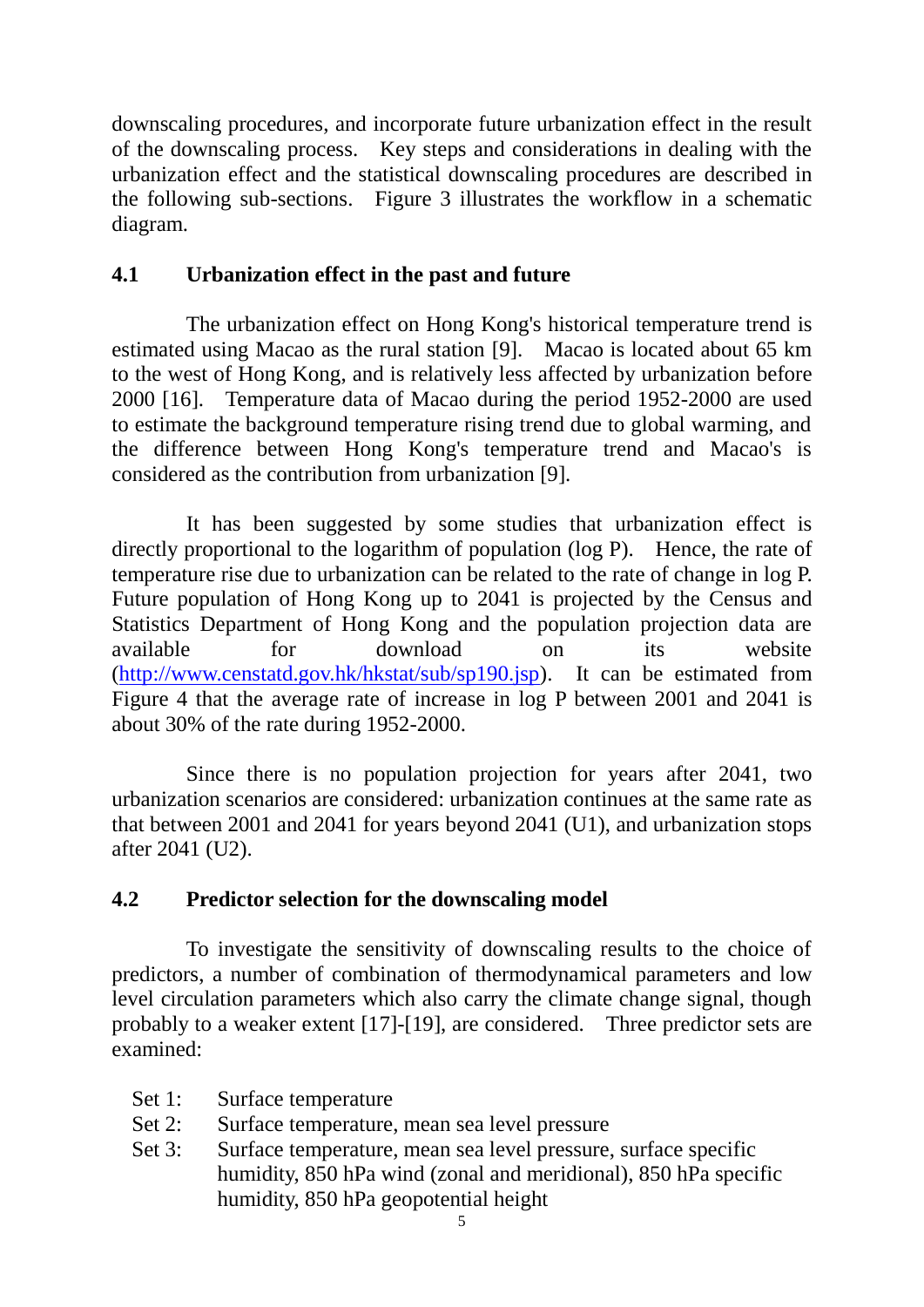downscaling procedures, and incorporate future urbanization effect in the result of the downscaling process. Key steps and considerations in dealing with the urbanization effect and the statistical downscaling procedures are described in the following sub-sections. Figure 3 illustrates the workflow in a schematic diagram.

### 4.1 Urbanization effect in the past and future

The urbanization effect on Hong Kong's historical temperature trend is estimated using Macao as the rural station [9]. Macao is located about 65 km to the west of Hong Kong, and is relatively less affected by urbanization before 2000 [16]. Temperature data of Macao during the period 1952-2000 are used to estimate the background temperature rising trend due to global warming, and the difference between Hong Kong's temperature trend and Macao's is considered as the contribution from urbanization [9].

It has been suggested by some studies that urbanization effect is directly proportional to the logarithm of population (log P). Hence, the rate of temperature rise due to urbanization can be related to the rate of change in log P. Future population of Hong Kong up to 2041 is projected by the Census and Statistics Department of Hong Kong and the population projection data are available for download on its website (http://www.censtatd.gov.hk/hkstat/sub/sp190.jsp). It can be estimated from Figure 4 that the average rate of increase in log P between 2001 and 2041 is about 30% of the rate during 1952-2000.

Since there is no population projection for years after 2041, two urbanization scenarios are considered: urbanization continues at the same rate as that between 2001 and 2041 for years beyond 2041 (U1), and urbanization stops after 2041 (U2).

### 4.2 Predictor selection for the downscaling model

To investigate the sensitivity of downscaling results to the choice of predictors, a number of combination of thermodynamical parameters and low level circulation parameters which also carry the climate change signal, though probably to a weaker extent [17]-[19], are considered. Three predictor sets are examined:

- Set 1: Surface temperature
- Set 2: Surface temperature, mean sea level pressure
- Set 3: Surface temperature, mean sea level pressure, surface specific humidity, 850 hPa wind (zonal and meridional), 850 hPa specific humidity, 850 hPa geopotential height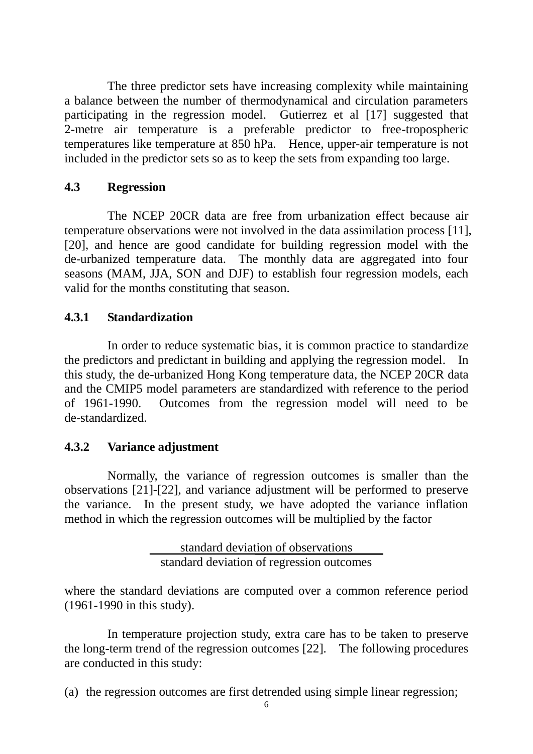The three predictor sets have increasing complexity while maintaining a balance between the number of thermodynamical and circulation parameters participating in the regression model. Gutierrez et al [17] suggested that 2-metre air temperature is a preferable predictor to free-tropospheric temperatures like temperature at 850 hPa. Hence, upper-air temperature is not included in the predictor sets so as to keep the sets from expanding too large.

### 4.3 Regression

The NCEP 20CR data are free from urbanization effect because air temperature observations were not involved in the data assimilation process [11], [20], and hence are good candidate for building regression model with the de-urbanized temperature data. The monthly data are aggregated into four seasons (MAM, JJA, SON and DJF) to establish four regression models, each valid for the months constituting that season.

#### 4.3.1 Standardization

In order to reduce systematic bias, it is common practice to standardize the predictors and predictant in building and applying the regression model. In this study, the de-urbanized Hong Kong temperature data, the NCEP 20CR data and the CMIP5 model parameters are standardized with reference to the period of 1961-1990. Outcomes from the regression model will need to be de-standardized.

#### 4.3.2 Variance adjustment

Normally, the variance of regression outcomes is smaller than the observations [21]-[22], and variance adjustment will be performed to preserve the variance. In the present study, we have adopted the variance inflation method in which the regression outcomes will be multiplied by the factor

$$\frac{\text{standard deviation of observations}}{\text{standard deviation of regression outcomes}}$$

where the standard deviations are computed over a common reference period (1961-1990 in this study).

In temperature projection study, extra care has to be taken to preserve the long-term trend of the regression outcomes [22]. The following procedures are conducted in this study:

(a) the regression outcomes are first detrended using simple linear regression;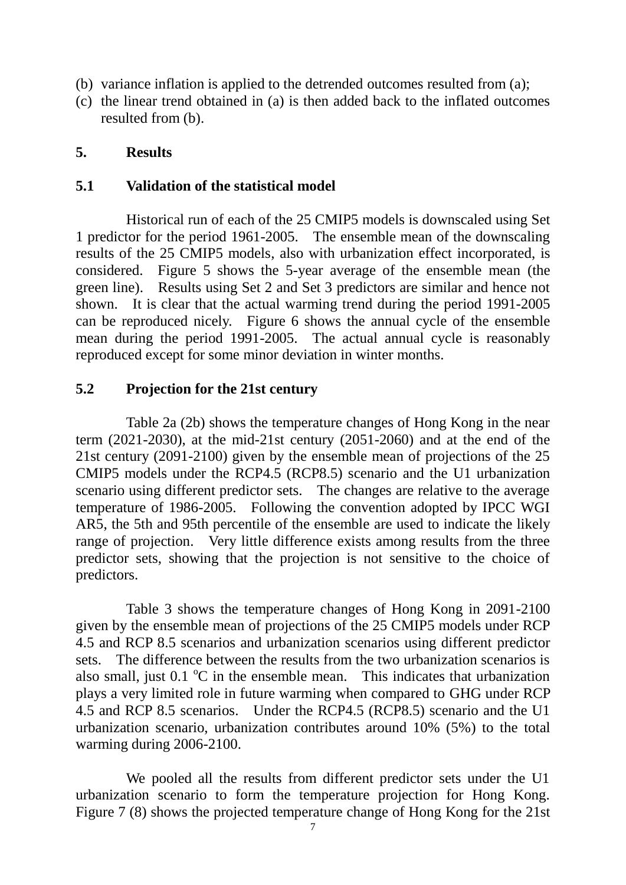(b) variance inflation is applied to the detrended outcomes resulted from (a);
(c) the linear trend obtained in (a) is then added back to the inflated outcomes resulted from (b).

## 5. Results

### 5.1 Validation of the statistical model

Historical run of each of the 25 CMIP5 models is downscaled using Set 1 predictor for the period 1961-2005. The ensemble mean of the downscaling results of the 25 CMIP5 models, also with urbanization effect incorporated, is considered. Figure 5 shows the 5-year average of the ensemble mean (the green line). Results using Set 2 and Set 3 predictors are similar and hence not shown. It is clear that the actual warming trend during the period 1991-2005 can be reproduced nicely. Figure 6 shows the annual cycle of the ensemble mean during the period 1991-2005. The actual annual cycle is reasonably reproduced except for some minor deviation in winter months.

### 5.2 Projection for the 21st century

Table 2a (2b) shows the temperature changes of Hong Kong in the near term (2021-2030), at the mid-21st century (2051-2060) and at the end of the 21st century (2091-2100) given by the ensemble mean of projections of the 25 CMIP5 models under the RCP4.5 (RCP8.5) scenario and the U1 urbanization scenario using different predictor sets. The changes are relative to the average temperature of 1986-2005. Following the convention adopted by IPCC WGI AR5, the 5th and 95th percentile of the ensemble are used to indicate the likely range of projection. Very little difference exists among results from the three predictor sets, showing that the projection is not sensitive to the choice of predictors.

Table 3 shows the temperature changes of Hong Kong in 2091-2100 given by the ensemble mean of projections of the 25 CMIP5 models under RCP 4.5 and RCP 8.5 scenarios and urbanization scenarios using different predictor sets. The difference between the results from the two urbanization scenarios is also small, just 0.1 $^{o}$C in the ensemble mean. This indicates that urbanization plays a very limited role in future warming when compared to GHG under RCP 4.5 and RCP 8.5 scenarios. Under the RCP4.5 (RCP8.5) scenario and the U1 urbanization scenario, urbanization contributes around 10% (5%) to the total warming during 2006-2100.

We pooled all the results from different predictor sets under the U1 urbanization scenario to form the temperature projection for Hong Kong. Figure 7 (8) shows the projected temperature change of Hong Kong for the 21st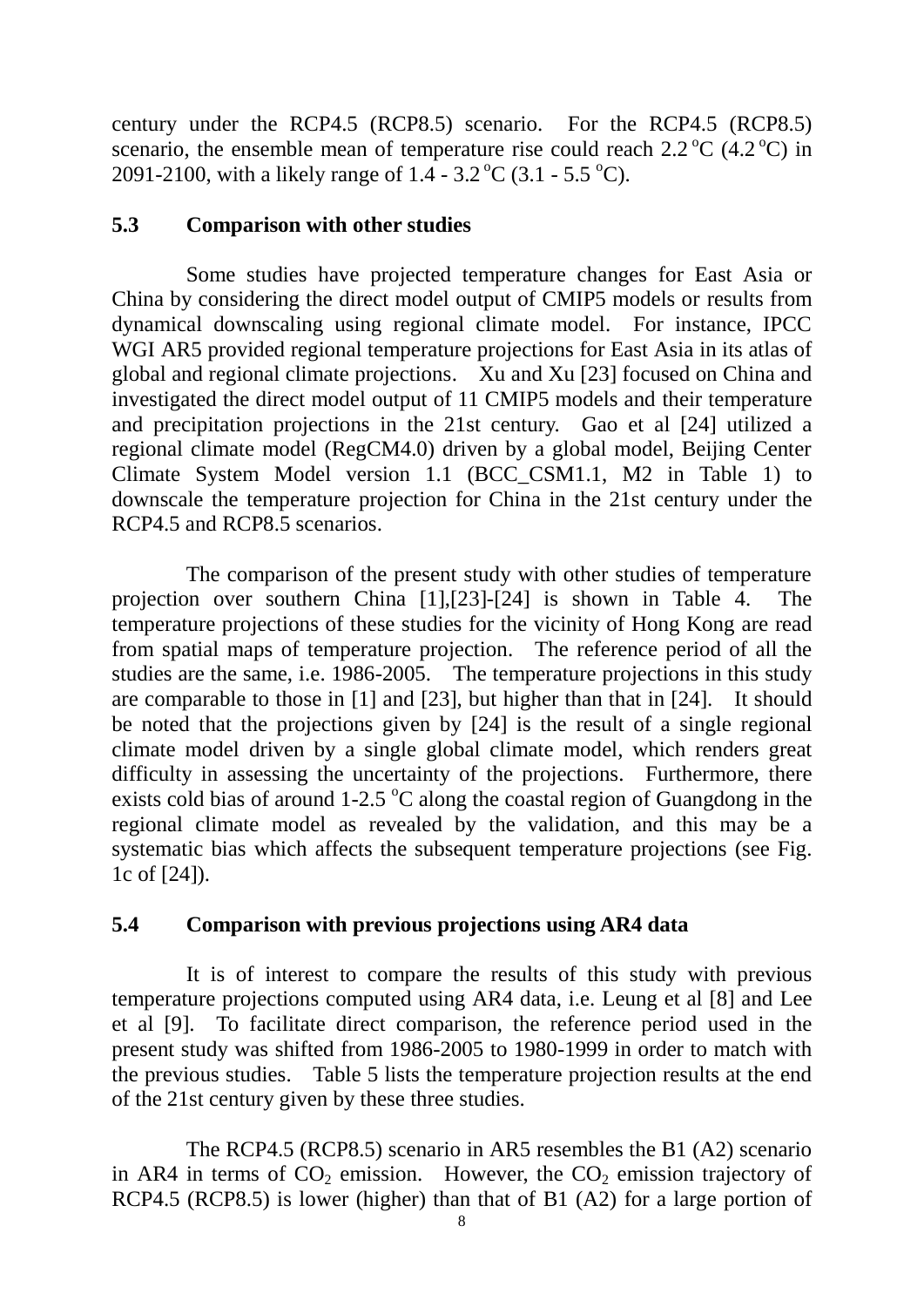century under the RCP4.5 (RCP8.5) scenario. For the RCP4.5 (RCP8.5) scenario, the ensemble mean of temperature rise could reach 2.2 $^{o}$C (4.2 $^{o}$C) in 2091-2100, with a likely range of 1.4 - 3.2 $^{o}$C (3.1 - 5.5 $^{o}$C).

### 5.3 Comparison with other studies

Some studies have projected temperature changes for East Asia or China by considering the direct model output of CMIP5 models or results from dynamical downscaling using regional climate model. For instance, IPCC WGI AR5 provided regional temperature projections for East Asia in its atlas of global and regional climate projections. Xu and Xu [23] focused on China and investigated the direct model output of 11 CMIP5 models and their temperature and precipitation projections in the 21st century. Gao et al [24] utilized a regional climate model (RegCM4.0) driven by a global model, Beijing Center Climate System Model version 1.1 (BCC_CSM1.1, M2 in Table 1) to downscale the temperature projection for China in the 21st century under the RCP4.5 and RCP8.5 scenarios.

The comparison of the present study with other studies of temperature projection over southern China [1],[23]-[24] is shown in Table 4. The temperature projections of these studies for the vicinity of Hong Kong are read from spatial maps of temperature projection. The reference period of all the studies are the same, i.e. 1986-2005. The temperature projections in this study are comparable to those in [1] and [23], but higher than that in [24]. It should be noted that the projections given by [24] is the result of a single regional climate model driven by a single global climate model, which renders great difficulty in assessing the uncertainty of the projections. Furthermore, there exists cold bias of around 1-2.5 $^{o}$C along the coastal region of Guangdong in the regional climate model as revealed by the validation, and this may be a systematic bias which affects the subsequent temperature projections (see Fig. 1c of [24]).

### 5.4 Comparison with previous projections using AR4 data

It is of interest to compare the results of this study with previous temperature projections computed using AR4 data, i.e. Leung et al [8] and Lee et al [9]. To facilitate direct comparison, the reference period used in the present study was shifted from 1986-2005 to 1980-1999 in order to match with the previous studies. Table 5 lists the temperature projection results at the end of the 21st century given by these three studies.

The RCP4.5 (RCP8.5) scenario in AR5 resembles the B1 (A2) scenario in AR4 in terms of $CO_2$ emission. However, the $CO_2$ emission trajectory of RCP4.5 (RCP8.5) is lower (higher) than that of B1 (A2) for a large portion of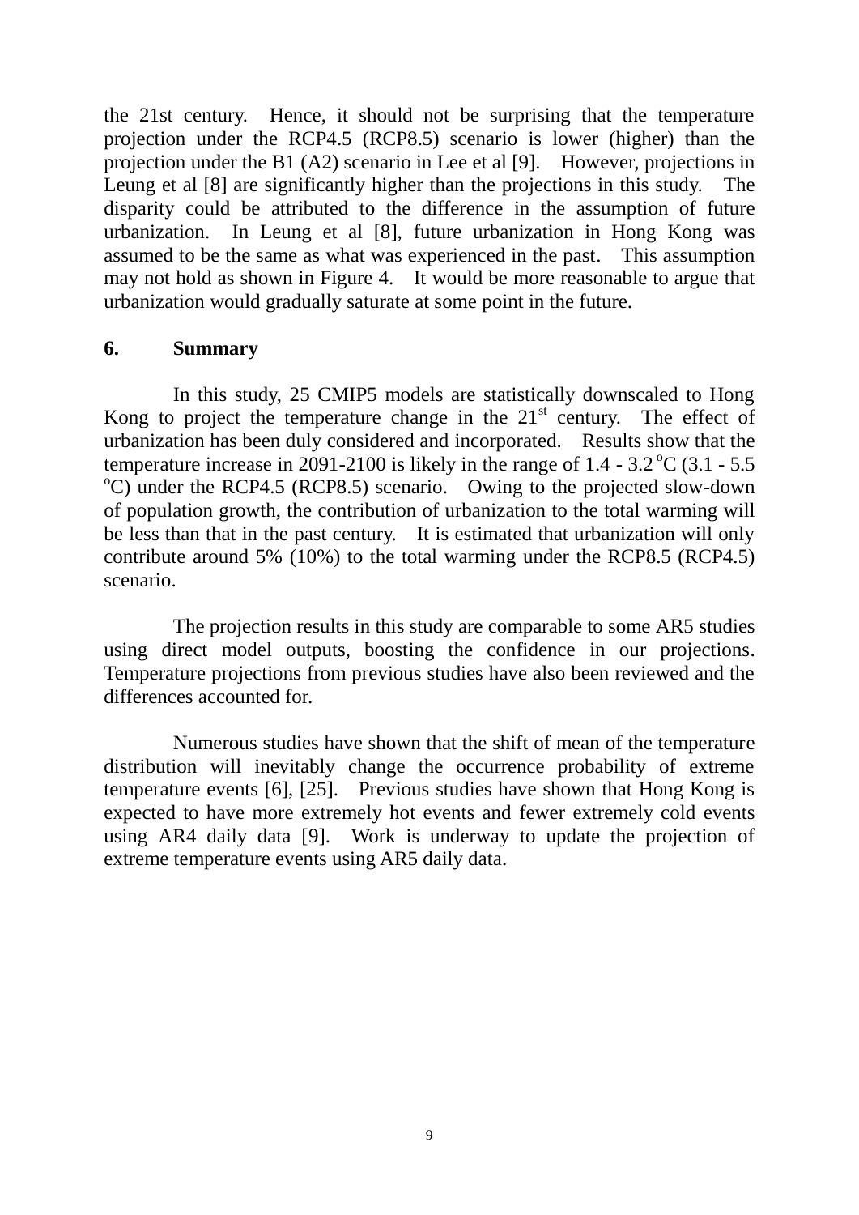the 21st century. Hence, it should not be surprising that the temperature projection under the RCP4.5 (RCP8.5) scenario is lower (higher) than the projection under the B1 (A2) scenario in Lee et al [9]. However, projections in Leung et al [8] are significantly higher than the projections in this study. The disparity could be attributed to the difference in the assumption of future urbanization. In Leung et al [8], future urbanization in Hong Kong was assumed to be the same as what was experienced in the past. This assumption may not hold as shown in Figure 4. It would be more reasonable to argue that urbanization would gradually saturate at some point in the future.

## 6. Summary

In this study, 25 CMIP5 models are statistically downscaled to Hong Kong to project the temperature change in the 21$^{st}$ century. The effect of urbanization has been duly considered and incorporated. Results show that the temperature increase in 2091-2100 is likely in the range of 1.4 - 3.2 $^{o}$C (3.1 - 5.5 $^{o}$C) under the RCP4.5 (RCP8.5) scenario. Owing to the projected slow-down of population growth, the contribution of urbanization to the total warming will be less than that in the past century. It is estimated that urbanization will only contribute around 5% (10%) to the total warming under the RCP8.5 (RCP4.5) scenario.

The projection results in this study are comparable to some AR5 studies using direct model outputs, boosting the confidence in our projections. Temperature projections from previous studies have also been reviewed and the differences accounted for.

Numerous studies have shown that the shift of mean of the temperature distribution will inevitably change the occurrence probability of extreme temperature events [6], [25]. Previous studies have shown that Hong Kong is expected to have more extremely hot events and fewer extremely cold events using AR4 daily data [9]. Work is underway to update the projection of extreme temperature events using AR5 daily data.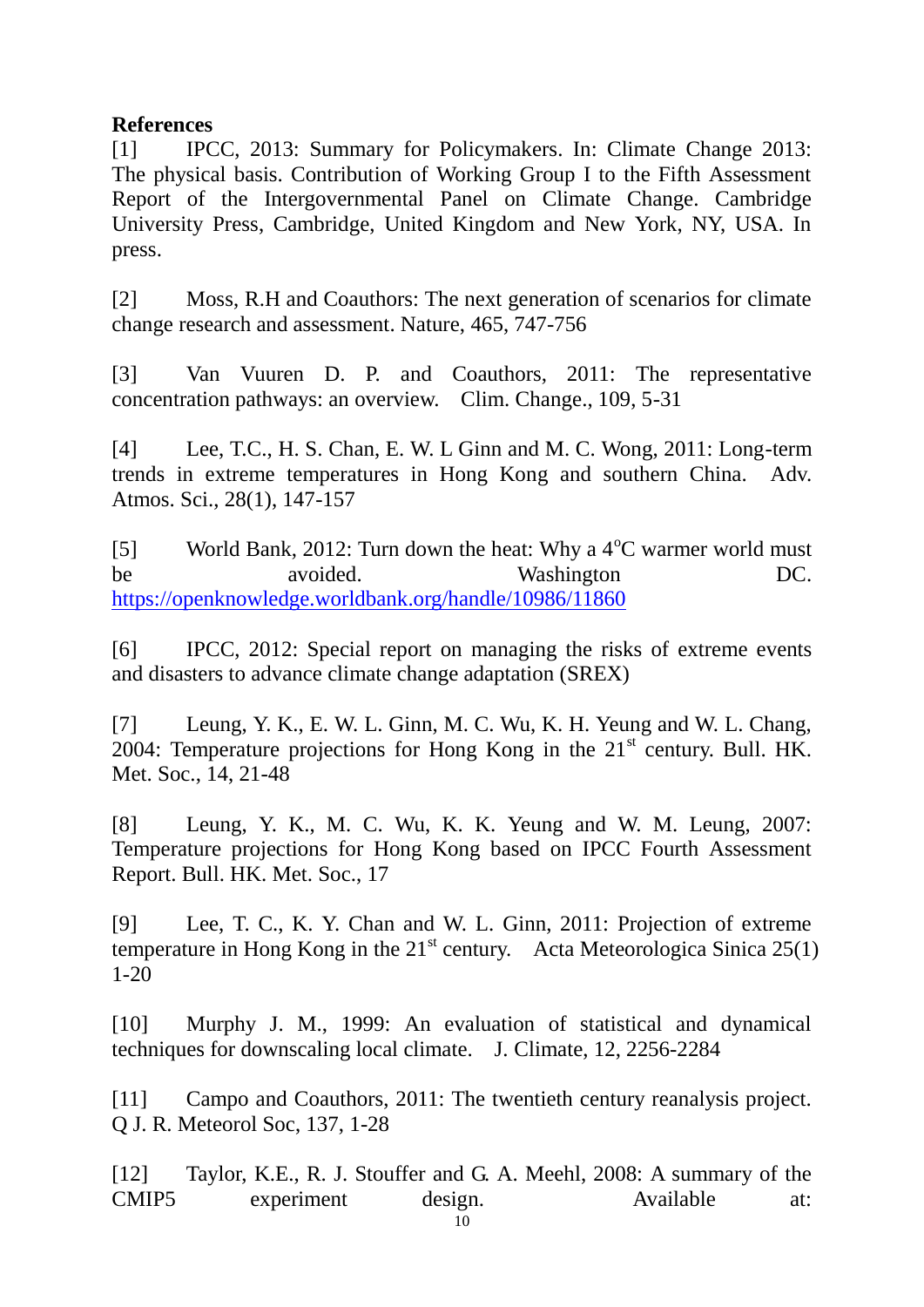**References**

[1] IPCC, 2013: Summary for Policymakers. In: Climate Change 2013: The physical basis. Contribution of Working Group I to the Fifth Assessment Report of the Intergovernmental Panel on Climate Change. Cambridge University Press, Cambridge, United Kingdom and New York, NY, USA. In press.

[2] Moss, R.H and Coauthors: The next generation of scenarios for climate change research and assessment. Nature, 465, 747-756

[3] Van Vuuren D. P. and Coauthors, 2011: The representative concentration pathways: an overview. Clim. Change., 109, 5-31

[4] Lee, T.C., H. S. Chan, E. W. L Ginn and M. C. Wong, 2011: Long-term trends in extreme temperatures in Hong Kong and southern China. Adv. Atmos. Sci., 28(1), 147-157

[5] World Bank, 2012: Turn down the heat: Why a 4°C warmer world must be avoided. Washington DC. https://openknowledge.worldbank.org/handle/10986/11860

[6] IPCC, 2012: Special report on managing the risks of extreme events and disasters to advance climate change adaptation (SREX)

[7] Leung, Y. K., E. W. L. Ginn, M. C. Wu, K. H. Yeung and W. L. Chang, 2004: Temperature projections for Hong Kong in the 21st century. Bull. HK. Met. Soc., 14, 21-48

[8] Leung, Y. K., M. C. Wu, K. K. Yeung and W. M. Leung, 2007: Temperature projections for Hong Kong based on IPCC Fourth Assessment Report. Bull. HK. Met. Soc., 17

[9] Lee, T. C., K. Y. Chan and W. L. Ginn, 2011: Projection of extreme temperature in Hong Kong in the 21st century. Acta Meteorologica Sinica 25(1) 1-20

[10] Murphy J. M., 1999: An evaluation of statistical and dynamical techniques for downscaling local climate. J. Climate, 12, 2256-2284

[11] Campo and Coauthors, 2011: The twentieth century reanalysis project. Q J. R. Meteorol Soc, 137, 1-28

[12] Taylor, K.E., R. J. Stouffer and G. A. Meehl, 2008: A summary of the CMIP5 experiment design. Available at: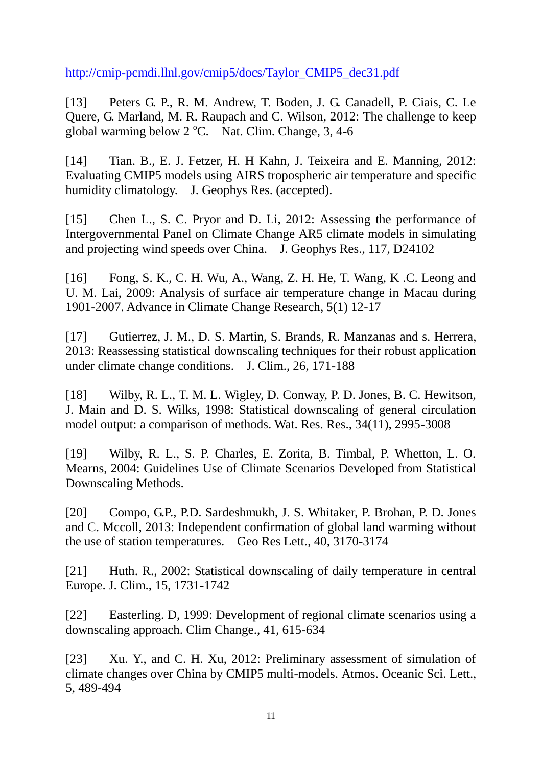http://cmip-pcmdi.llnl.gov/cmip5/docs/Taylor_CMIP5_dec31.pdf

[13] Peters G. P., R. M. Andrew, T. Boden, J. G. Canadell, P. Ciais, C. Le Quere, G. Marland, M. R. Raupach and C. Wilson, 2012: The challenge to keep global warming below 2 $^{o}$C. Nat. Clim. Change, 3, 4-6

[14] Tian. B., E. J. Fetzer, H. H Kahn, J. Teixeira and E. Manning, 2012: Evaluating CMIP5 models using AIRS tropospheric air temperature and specific humidity climatology. J. Geophys Res. (accepted).

[15] Chen L., S. C. Pryor and D. Li, 2012: Assessing the performance of Intergovernmental Panel on Climate Change AR5 climate models in simulating and projecting wind speeds over China. J. Geophys Res., 117, D24102

[16] Fong, S. K., C. H. Wu, A., Wang, Z. H. He, T. Wang, K .C. Leong and U. M. Lai, 2009: Analysis of surface air temperature change in Macau during 1901-2007. Advance in Climate Change Research, 5(1) 12-17

[17] Gutierrez, J. M., D. S. Martin, S. Brands, R. Manzanas and s. Herrera, 2013: Reassessing statistical downscaling techniques for their robust application under climate change conditions. J. Clim., 26, 171-188

[18] Wilby, R. L., T. M. L. Wigley, D. Conway, P. D. Jones, B. C. Hewitson, J. Main and D. S. Wilks, 1998: Statistical downscaling of general circulation model output: a comparison of methods. Wat. Res. Res., 34(11), 2995-3008

[19] Wilby, R. L., S. P. Charles, E. Zorita, B. Timbal, P. Whetton, L. O. Mearns, 2004: Guidelines Use of Climate Scenarios Developed from Statistical Downscaling Methods.

[20] Compo, G.P., P.D. Sardeshmukh, J. S. Whitaker, P. Brohan, P. D. Jones and C. Mccoll, 2013: Independent confirmation of global land warming without the use of station temperatures. Geo Res Lett., 40, 3170-3174

[21] Huth. R., 2002: Statistical downscaling of daily temperature in central Europe. J. Clim., 15, 1731-1742

[22] Easterling. D, 1999: Development of regional climate scenarios using a downscaling approach. Clim Change., 41, 615-634

[23] Xu. Y., and C. H. Xu, 2012: Preliminary assessment of simulation of climate changes over China by CMIP5 multi-models. Atmos. Oceanic Sci. Lett., 5, 489-494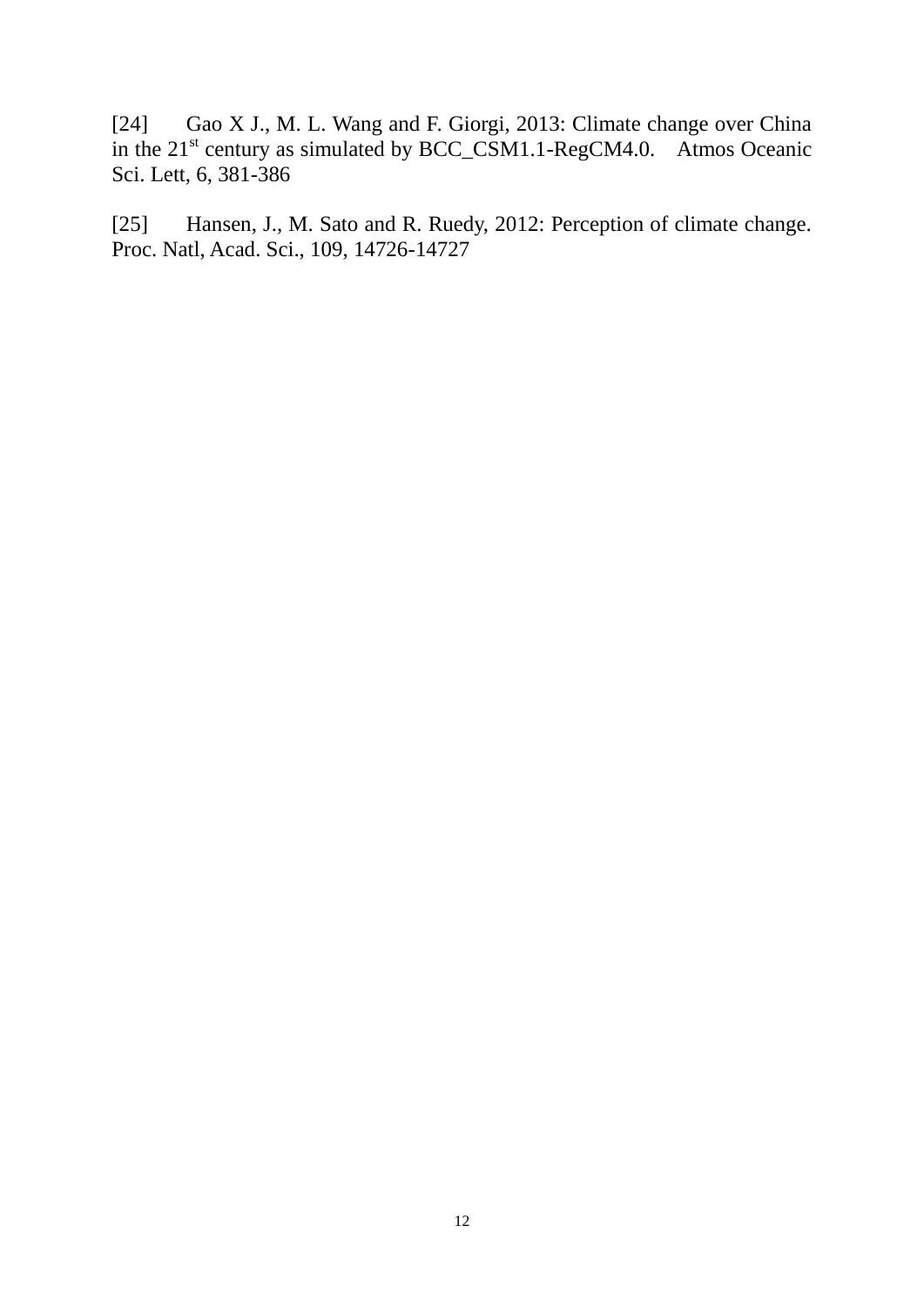[24] Gao X J., M. L. Wang and F. Giorgi, 2013: Climate change over China in the $21^{st}$ century as simulated by BCC_CSM1.1-RegCM4.0. Atmos Oceanic Sci. Lett, 6, 381-386

[25] Hansen, J., M. Sato and R. Ruedy, 2012: Perception of climate change. Proc. Natl, Acad. Sci., 109, 14726-14727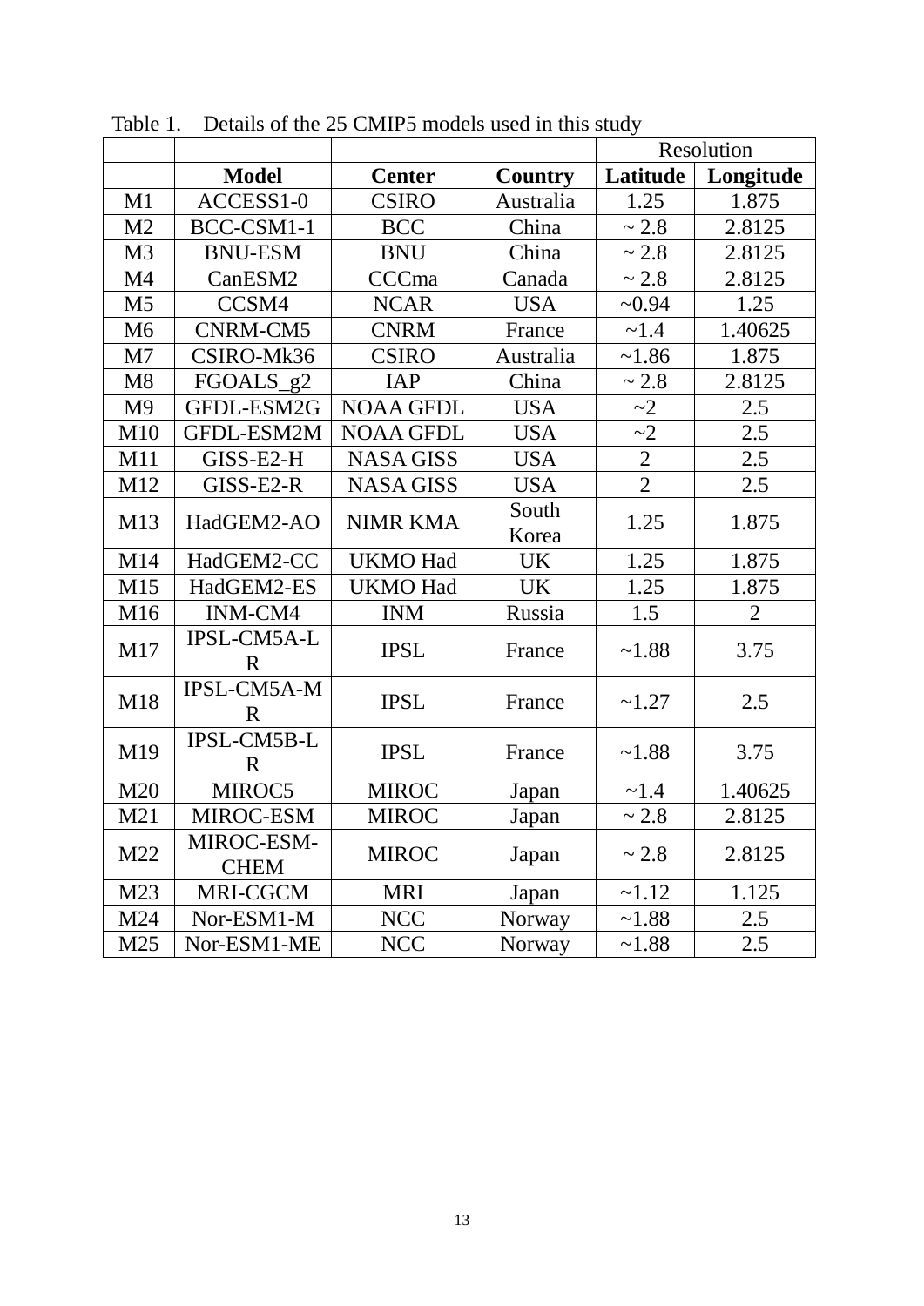Table 1. Details of the 25 CMIP5 models used in this study

| | | | | Resolution | |
|---|---|---|---|---|---|
| | **Model** | **Center** | **Country** | **Latitude** | **Longitude** |
| M1 | ACCESS1-0 | CSIRO | Australia | 1.25 | 1.875 |
| M2 | BCC-CSM1-1 | BCC | China | ~ 2.8 | 2.8125 |
| M3 | BNU-ESM | BNU | China | ~ 2.8 | 2.8125 |
| M4 | CanESM2 | CCCma | Canada | ~ 2.8 | 2.8125 |
| M5 | CCSM4 | NCAR | USA | ~0.94 | 1.25 |
| M6 | CNRM-CM5 | CNRM | France | ~1.4 | 1.40625 |
| M7 | CSIRO-Mk36 | CSIRO | Australia | ~1.86 | 1.875 |
| M8 | FGOALS_g2 | IAP | China | ~ 2.8 | 2.8125 |
| M9 | GFDL-ESM2G | NOAA GFDL | USA | ~2 | 2.5 |
| M10 | GFDL-ESM2M | NOAA GFDL | USA | ~2 | 2.5 |
| M11 | GISS-E2-H | NASA GISS | USA | 2 | 2.5 |
| M12 | GISS-E2-R | NASA GISS | USA | 2 | 2.5 |
| M13 | HadGEM2-AO | NIMR KMA | South Korea | 1.25 | 1.875 |
| M14 | HadGEM2-CC | UKMO Had | UK | 1.25 | 1.875 |
| M15 | HadGEM2-ES | UKMO Had | UK | 1.25 | 1.875 |
| M16 | INM-CM4 | INM | Russia | 1.5 | 2 |
| M17 | IPSL-CM5A-LR | IPSL | France | ~1.88 | 3.75 |
| M18 | IPSL-CM5A-MR | IPSL | France | ~1.27 | 2.5 |
| M19 | IPSL-CM5B-LR | IPSL | France | ~1.88 | 3.75 |
| M20 | MIROC5 | MIROC | Japan | ~1.4 | 1.40625 |
| M21 | MIROC-ESM | MIROC | Japan | ~ 2.8 | 2.8125 |
| M22 | MIROC-ESM-CHEM | MIROC | Japan | ~ 2.8 | 2.8125 |
| M23 | MRI-CGCM | MRI | Japan | ~1.12 | 1.125 |
| M24 | Nor-ESM1-M | NCC | Norway | ~1.88 | 2.5 |
| M25 | Nor-ESM1-ME | NCC | Norway | ~1.88 | 2.5 |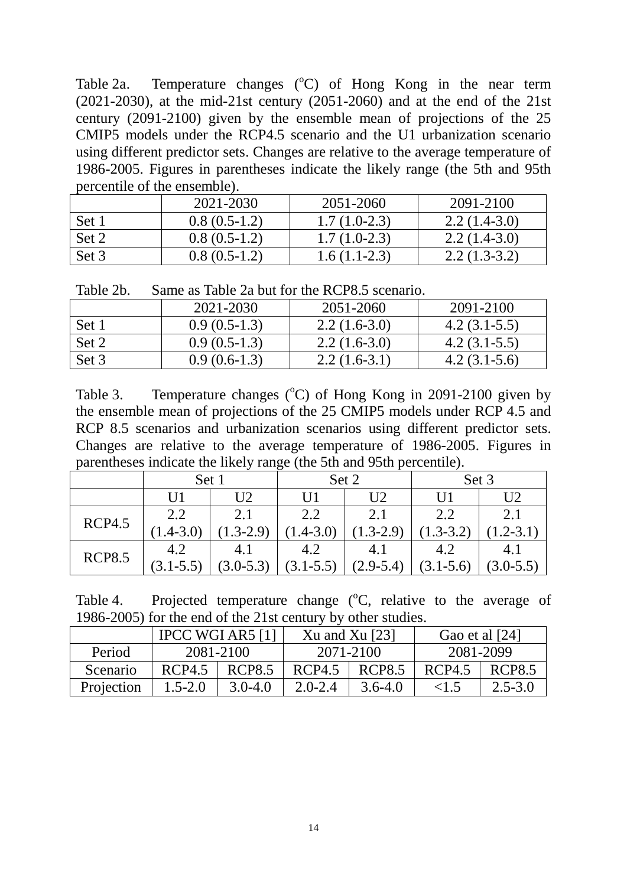Table 2a. Temperature changes ($^{o}$C) of Hong Kong in the near term (2021-2030), at the mid-21st century (2051-2060) and at the end of the 21st century (2091-2100) given by the ensemble mean of projections of the 25 CMIP5 models under the RCP4.5 scenario and the U1 urbanization scenario using different predictor sets. Changes are relative to the average temperature of 1986-2005. Figures in parentheses indicate the likely range (the 5th and 95th percentile of the ensemble).

| | 2021-2030 | 2051-2060 | 2091-2100 |
|---|---|---|---|
| Set 1 | 0.8 (0.5-1.2) | 1.7 (1.0-2.3) | 2.2 (1.4-3.0) |
| Set 2 | 0.8 (0.5-1.2) | 1.7 (1.0-2.3) | 2.2 (1.4-3.0) |
| Set 3 | 0.8 (0.5-1.2) | 1.6 (1.1-2.3) | 2.2 (1.3-3.2) |

Table 2b. Same as Table 2a but for the RCP8.5 scenario.

| | 2021-2030 | 2051-2060 | 2091-2100 |
|---|---|---|---|
| Set 1 | 0.9 (0.5-1.3) | 2.2 (1.6-3.0) | 4.2 (3.1-5.5) |
| Set 2 | 0.9 (0.5-1.3) | 2.2 (1.6-3.0) | 4.2 (3.1-5.5) |
| Set 3 | 0.9 (0.6-1.3) | 2.2 (1.6-3.1) | 4.2 (3.1-5.6) |

Table 3. Temperature changes ($^{o}$C) of Hong Kong in 2091-2100 given by the ensemble mean of projections of the 25 CMIP5 models under RCP 4.5 and RCP 8.5 scenarios and urbanization scenarios using different predictor sets. Changes are relative to the average temperature of 1986-2005. Figures in parentheses indicate the likely range (the 5th and 95th percentile).

| | Set 1 | | Set 2 | | Set 3 | |
|---|---|---|---|---|---|---|
| | U1 | U2 | U1 | U2 | U1 | U2 |
| RCP4.5 | 2.2 (1.4-3.0) | 2.1 (1.3-2.9) | 2.2 (1.4-3.0) | 2.1 (1.3-2.9) | 2.2 (1.3-3.2) | 2.1 (1.2-3.1) |
| RCP8.5 | 4.2 (3.1-5.5) | 4.1 (3.0-5.3) | 4.2 (3.1-5.5) | 4.1 (2.9-5.4) | 4.2 (3.1-5.6) | 4.1 (3.0-5.5) |

Table 4. Projected temperature change ($^{o}$C, relative to the average of 1986-2005) for the end of the 21st century by other studies.

| | IPCC WGI AR5 [1] | | Xu and Xu [23] | | Gao et al [24] | |
|---|---|---|---|---|---|---|
| Period | 2081-2100 | | 2071-2100 | | 2081-2099 | |
| Scenario | RCP4.5 | RCP8.5 | RCP4.5 | RCP8.5 | RCP4.5 | RCP8.5 |
| Projection | 1.5-2.0 | 3.0-4.0 | 2.0-2.4 | 3.6-4.0 | <1.5 | 2.5-3.0 |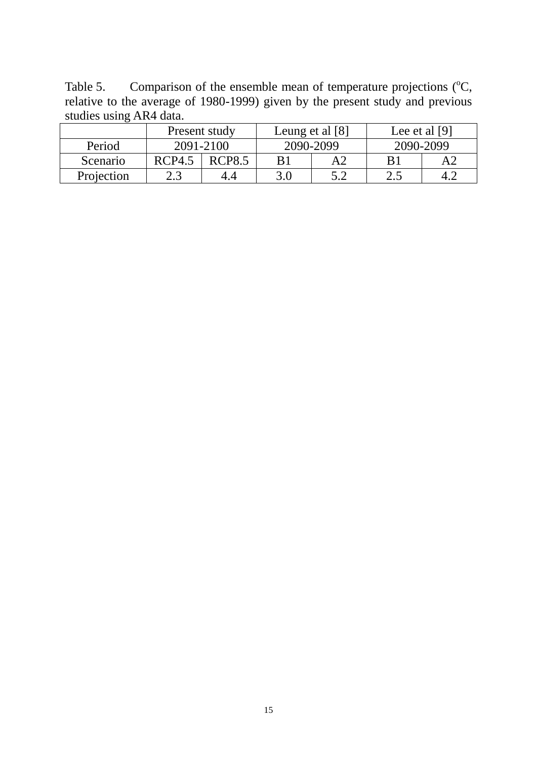Table 5. Comparison of the ensemble mean of temperature projections ($^{o}$C, relative to the average of 1980-1999) given by the present study and previous studies using AR4 data.

| | Present study | | Leung et al [8] | | Lee et al [9] | |
|---|---|---|---|---|---|---|
| Period | 2091-2100 | | 2090-2099 | | 2090-2099 | |
| Scenario | RCP4.5 | RCP8.5 | B1 | A2 | B1 | A2 |
| Projection | 2.3 | 4.4 | 3.0 | 5.2 | 2.5 | 4.2 |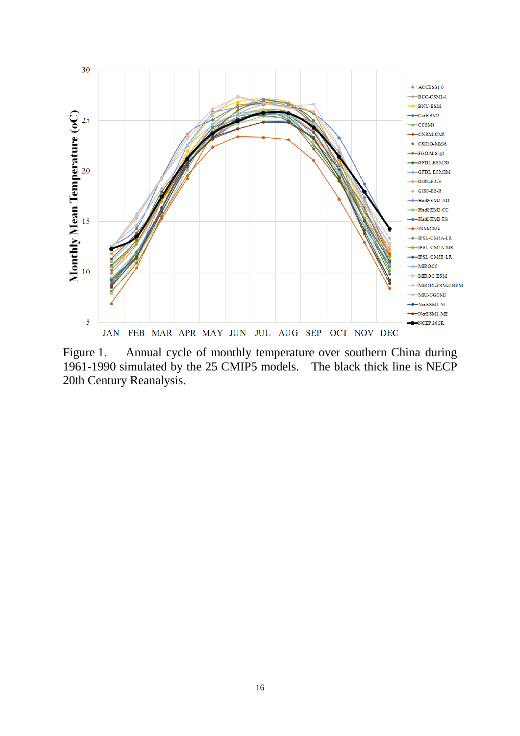Figure 1. Annual cycle of monthly temperature over southern China during 1961-1990 simulated by the 25 CMIP5 models. The black thick line is NECP 20th Century Reanalysis.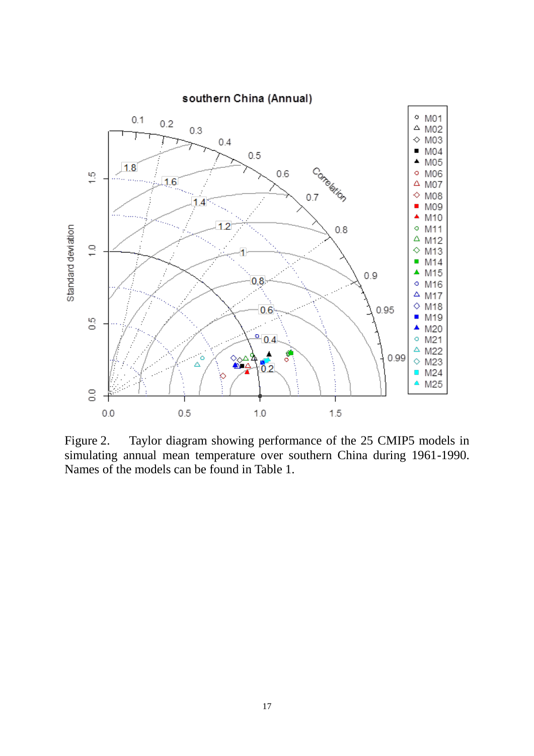Figure 2. Taylor diagram showing performance of the 25 CMIP5 models in simulating annual mean temperature over southern China during 1961-1990. Names of the models can be found in Table 1.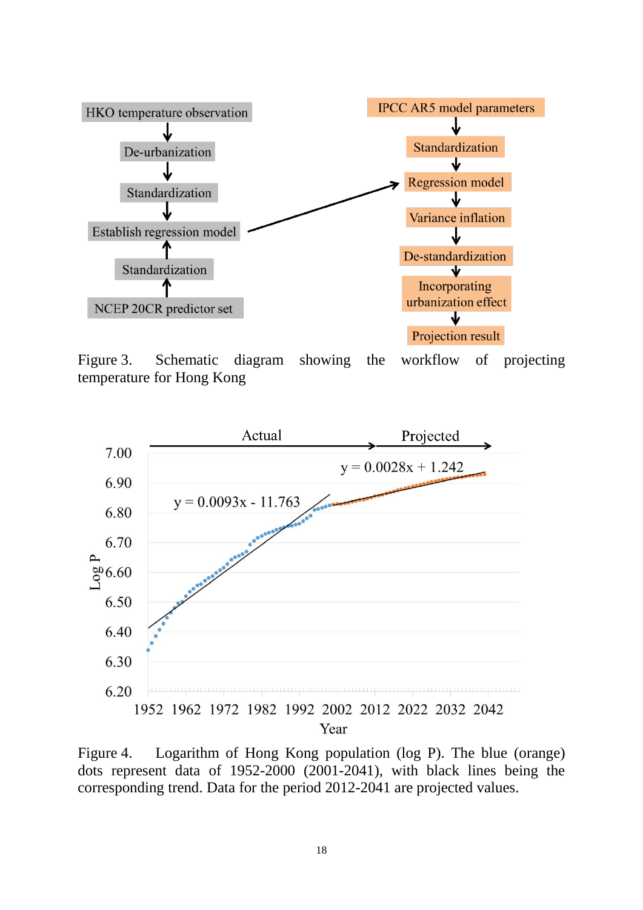Figure 3. Schematic diagram showing the workflow of projecting temperature for Hong Kong

Figure 4. Logarithm of Hong Kong population (log P). The blue (orange) dots represent data of 1952-2000 (2001-2041), with black lines being the corresponding trend. Data for the period 2012-2041 are projected values.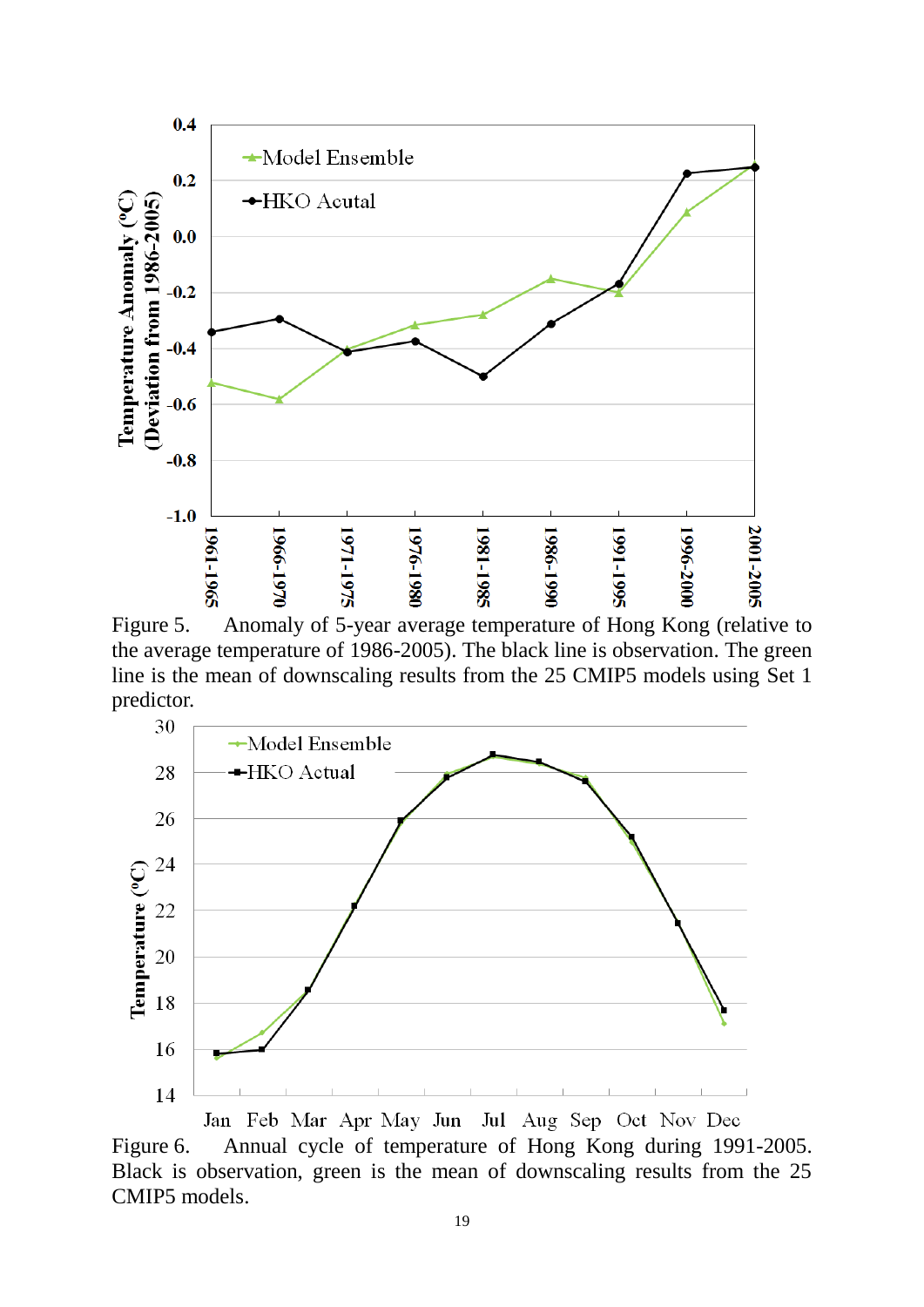Figure 5. Anomaly of 5-year average temperature of Hong Kong (relative to the average temperature of 1986-2005). The black line is observation. The green line is the mean of downscaling results from the 25 CMIP5 models using Set 1 predictor.

Figure 6. Annual cycle of temperature of Hong Kong during 1991-2005. Black is observation, green is the mean of downscaling results from the 25 CMIP5 models.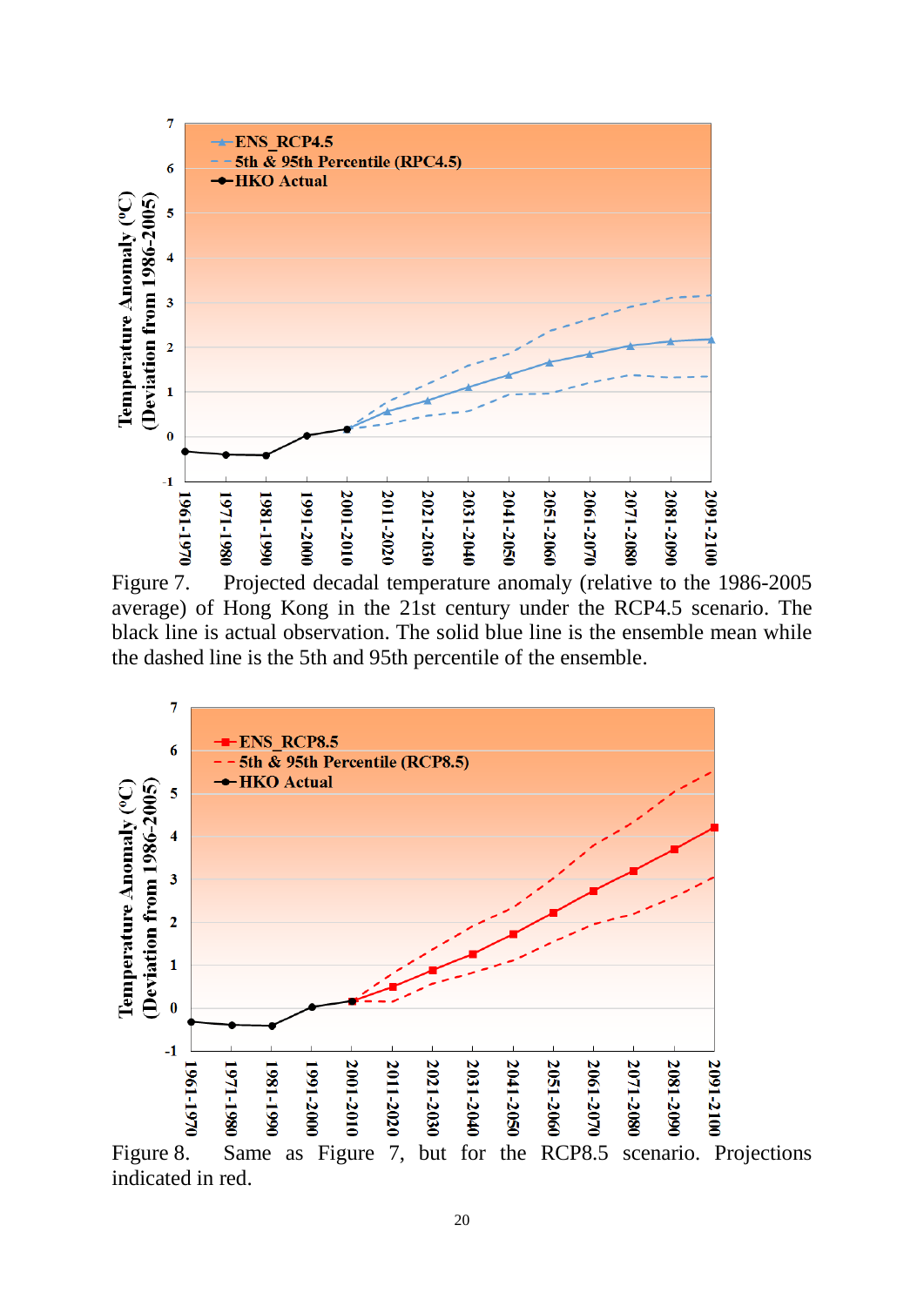7

6

5

4

3

2

1

0

-1

Temperature Anomaly (°C)
(Deviation from 1986-2005)

ENS_RCP4.5
5th & 95th Percentile (RPC4.5)
HKO Actual

1961-1970
1971-1980
1981-1990
1991-2000
2001-2010
2011-2020
2021-2030
2031-2040
2041-2050
2051-2060
2061-2070
2071-2080
2081-2090
2091-2100

Figure 7. Projected decadal temperature anomaly (relative to the 1986-2005 average) of Hong Kong in the 21st century under the RCP4.5 scenario. The black line is actual observation. The solid blue line is the ensemble mean while the dashed line is the 5th and 95th percentile of the ensemble.

7

6

5

4

3

2

1

0

-1

Temperature Anomaly (°C)
(Deviation from 1986-2005)

ENS_RCP8.5
5th & 95th Percentile (RCP8.5)
HKO Actual

1961-1970
1971-1980
1981-1990
1991-2000
2001-2010
2011-2020
2021-2030
2031-2040
2041-2050
2051-2060
2061-2070
2071-2080
2081-2090
2091-2100

Figure 8. Same as Figure 7, but for the RCP8.5 scenario. Projections indicated in red.